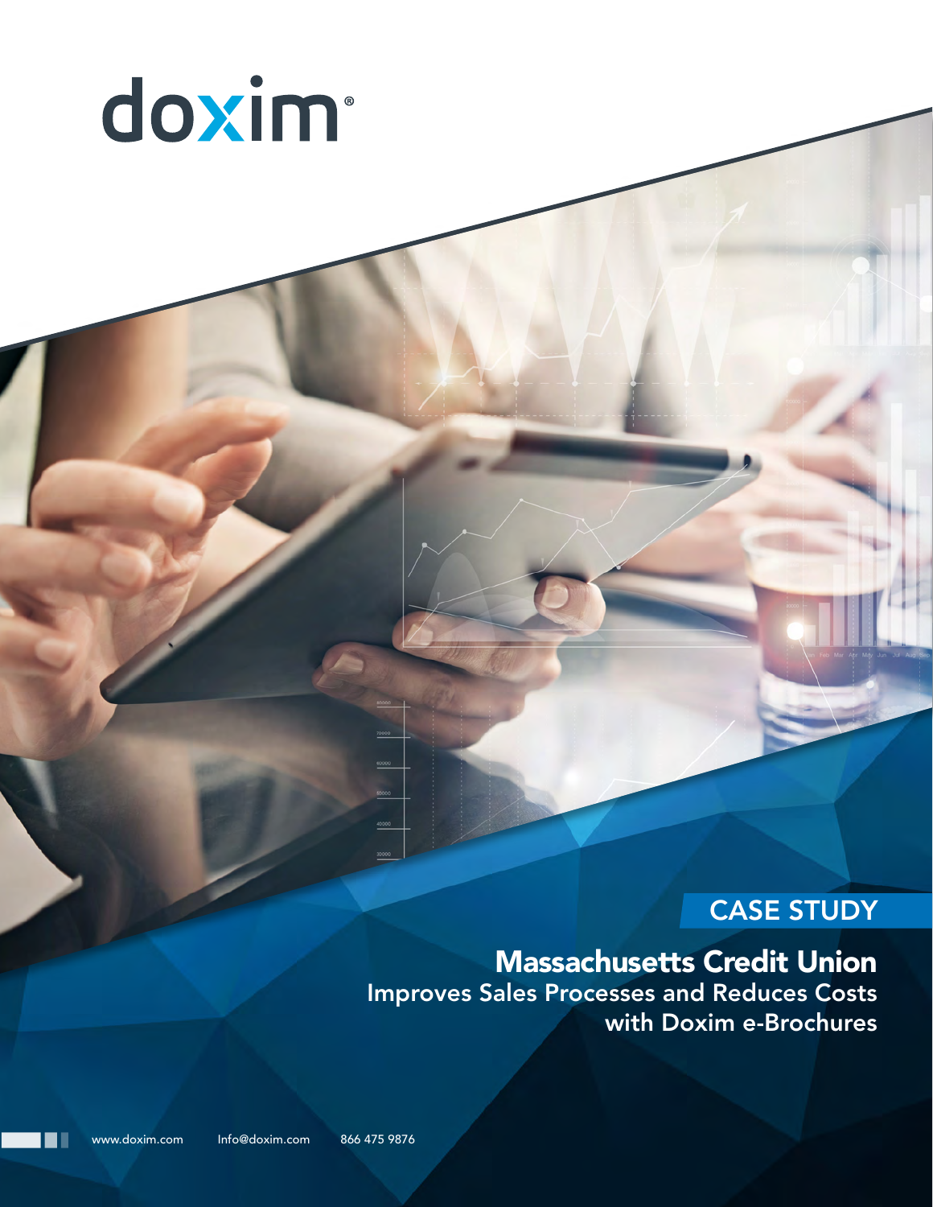doxim®

CASE STUDY

# Massachusetts Credit Union

## Improves Sales Processes and Reduces Costs with Doxim e-Brochures

www.doxim.com Info@doxim.com 866 475 9876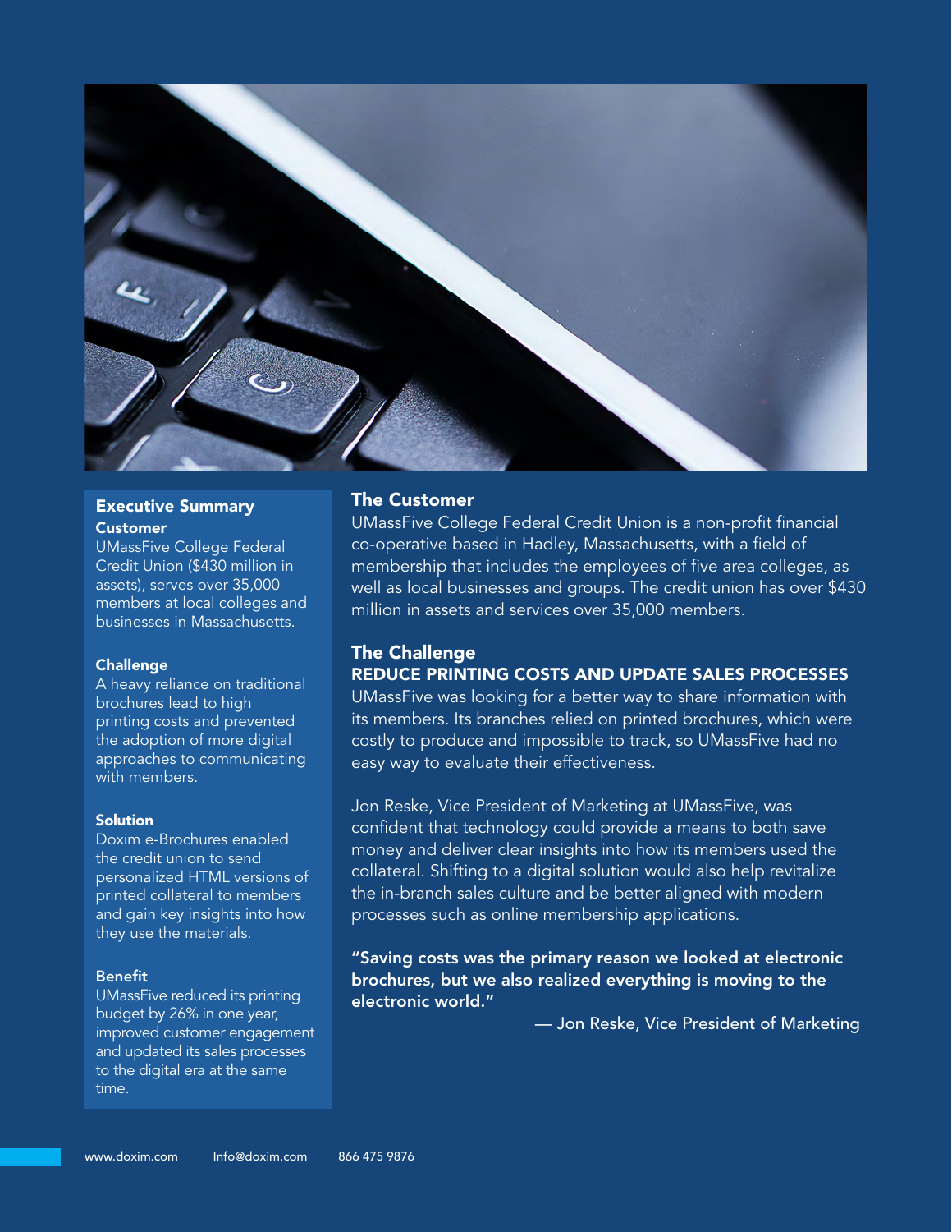## Executive Summary

### Customer

UMassFive College Federal Credit Union ($430 million in assets), serves over 35,000 members at local colleges and businesses in Massachusetts.

### Challenge

A heavy reliance on traditional brochures lead to high printing costs and prevented the adoption of more digital approaches to communicating with members.

### Solution

Doxim e-Brochures enabled the credit union to send personalized HTML versions of printed collateral to members and gain key insights into how they use the materials.

### Benefit

UMassFive reduced its printing budget by 26% in one year, improved customer engagement and updated its sales processes to the digital era at the same time.

## The Customer

UMassFive College Federal Credit Union is a non-profit financial co-operative based in Hadley, Massachusetts, with a field of membership that includes the employees of five area colleges, as well as local businesses and groups. The credit union has over $430 million in assets and services over 35,000 members.

## The Challenge

### REDUCE PRINTING COSTS AND UPDATE SALES PROCESSES

UMassFive was looking for a better way to share information with its members. Its branches relied on printed brochures, which were costly to produce and impossible to track, so UMassFive had no easy way to evaluate their effectiveness.

Jon Reske, Vice President of Marketing at UMassFive, was confident that technology could provide a means to both save money and deliver clear insights into how its members used the collateral. Shifting to a digital solution would also help revitalize the in-branch sales culture and be better aligned with modern processes such as online membership applications.

**"Saving costs was the primary reason we looked at electronic brochures, but we also realized everything is moving to the electronic world."**

— Jon Reske, Vice President of Marketing

www.doxim.com Info@doxim.com 866 475 9876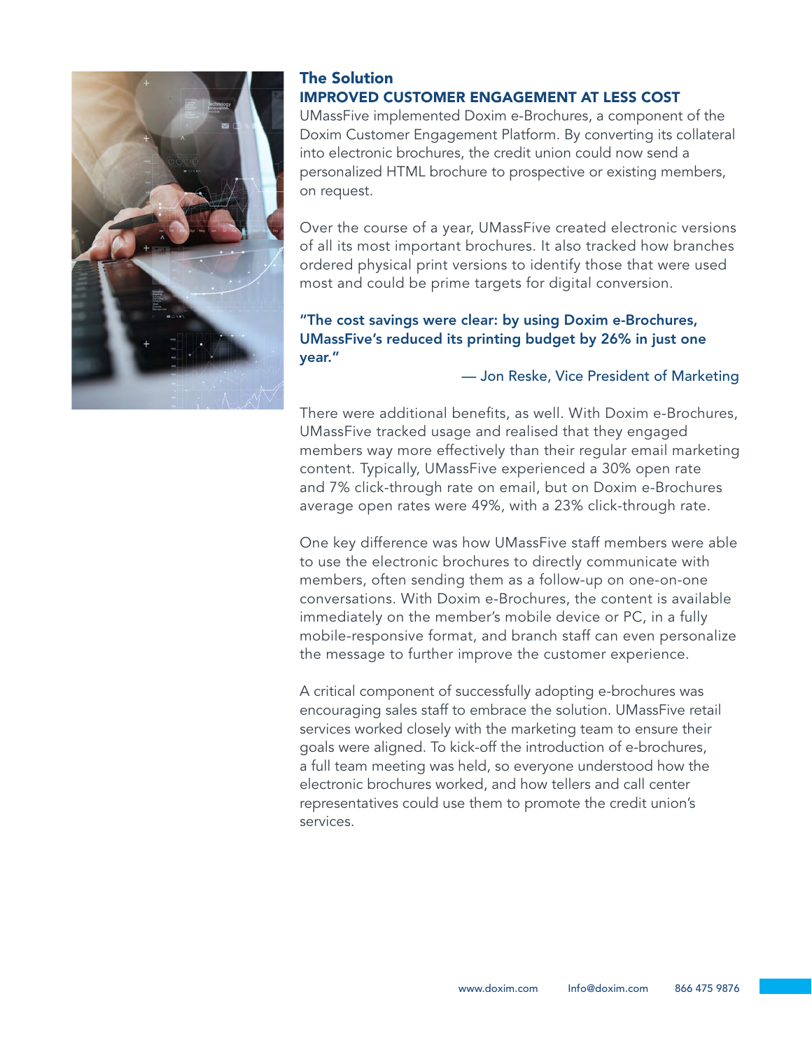## The Solution

### IMPROVED CUSTOMER ENGAGEMENT AT LESS COST

UMassFive implemented Doxim e-Brochures, a component of the Doxim Customer Engagement Platform. By converting its collateral into electronic brochures, the credit union could now send a personalized HTML brochure to prospective or existing members, on request.

Over the course of a year, UMassFive created electronic versions of all its most important brochures. It also tracked how branches ordered physical print versions to identify those that were used most and could be prime targets for digital conversion.

**"The cost savings were clear: by using Doxim e-Brochures, UMassFive's reduced its printing budget by 26% in just one year."**

— Jon Reske, Vice President of Marketing

There were additional benefits, as well. With Doxim e-Brochures, UMassFive tracked usage and realised that they engaged members way more effectively than their regular email marketing content. Typically, UMassFive experienced a 30% open rate and 7% click-through rate on email, but on Doxim e-Brochures average open rates were 49%, with a 23% click-through rate.

One key difference was how UMassFive staff members were able to use the electronic brochures to directly communicate with members, often sending them as a follow-up on one-on-one conversations. With Doxim e-Brochures, the content is available immediately on the member's mobile device or PC, in a fully mobile-responsive format, and branch staff can even personalize the message to further improve the customer experience.

A critical component of successfully adopting e-brochures was encouraging sales staff to embrace the solution. UMassFive retail services worked closely with the marketing team to ensure their goals were aligned. To kick-off the introduction of e-brochures, a full team meeting was held, so everyone understood how the electronic brochures worked, and how tellers and call center representatives could use them to promote the credit union's services.

www.doxim.com Info@doxim.com 866 475 9876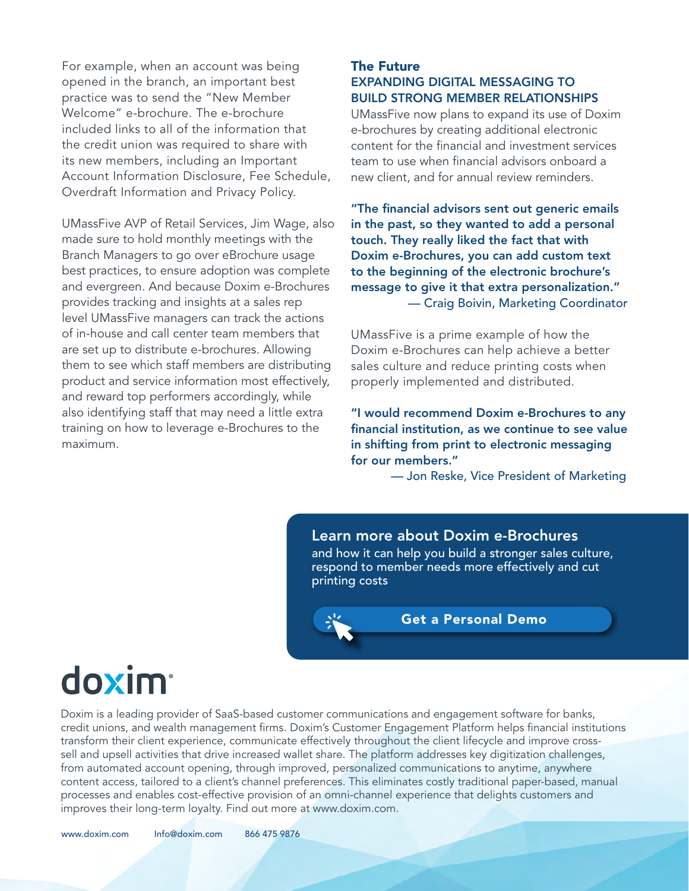For example, when an account was being opened in the branch, an important best practice was to send the "New Member Welcome" e-brochure. The e-brochure included links to all of the information that the credit union was required to share with its new members, including an Important Account Information Disclosure, Fee Schedule, Overdraft Information and Privacy Policy.

UMassFive AVP of Retail Services, Jim Wage, also made sure to hold monthly meetings with the Branch Managers to go over eBrochure usage best practices, to ensure adoption was complete and evergreen. And because Doxim e-Brochures provides tracking and insights at a sales rep level UMassFive managers can track the actions of in-house and call center team members that are set up to distribute e-brochures. Allowing them to see which staff members are distributing product and service information most effectively, and reward top performers accordingly, while also identifying staff that may need a little extra training on how to leverage e-Brochures to the maximum.

## The Future

### EXPANDING DIGITAL MESSAGING TO BUILD STRONG MEMBER RELATIONSHIPS

UMassFive now plans to expand its use of Doxim e-brochures by creating additional electronic content for the financial and investment services team to use when financial advisors onboard a new client, and for annual review reminders.

**"The financial advisors sent out generic emails in the past, so they wanted to add a personal touch. They really liked the fact that with Doxim e-Brochures, you can add custom text to the beginning of the electronic brochure's message to give it that extra personalization."**

— Craig Boivin, Marketing Coordinator

UMassFive is a prime example of how the Doxim e-Brochures can help achieve a better sales culture and reduce printing costs when properly implemented and distributed.

**"I would recommend Doxim e-Brochures to any financial institution, as we continue to see value in shifting from print to electronic messaging for our members."**

— Jon Reske, Vice President of Marketing

**Learn more about Doxim e-Brochures**
and how it can help you build a stronger sales culture, respond to member needs more effectively and cut printing costs

**Get a Personal Demo**

doxim®

Doxim is a leading provider of SaaS-based customer communications and engagement software for banks, credit unions, and wealth management firms. Doxim's Customer Engagement Platform helps financial institutions transform their client experience, communicate effectively throughout the client lifecycle and improve cross-sell and upsell activities that drive increased wallet share. The platform addresses key digitization challenges, from automated account opening, through improved, personalized communications to anytime, anywhere content access, tailored to a client's channel preferences. This eliminates costly traditional paper-based, manual processes and enables cost-effective provision of an omni-channel experience that delights customers and improves their long-term loyalty. Find out more at www.doxim.com.

www.doxim.com    Info@doxim.com    866 475 9876